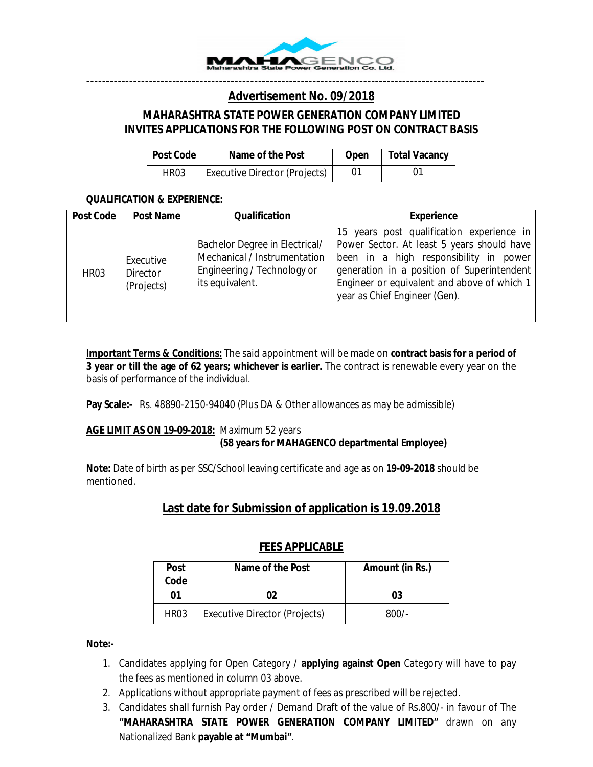# Advertisement No. 09/2018

## MAHARASHTRA STATE POWER GENERATION COMPANY LIMITED INVITES APPLICATIONS FOR THE FOLLOWING POST ON CONTRACT BASIS

| Post Code | Name of the Post | Open | Total Vacancy |
|---|---|---|---|
| HR03 | Executive Director (Projects) | 01 | 01 |

**QUALIFICATION & EXPERIENCE:**

| Post Code | Post Name | Qualification | Experience |
|---|---|---|---|
| HR03 | Executive Director (Projects) | Bachelor Degree in Electrical/ Mechanical / Instrumentation Engineering / Technology or its equivalent. | 15 years post qualification experience in Power Sector. At least 5 years should have been in a high responsibility in power generation in a position of Superintendent Engineer or equivalent and above of which 1 year as Chief Engineer (Gen). |

**Important Terms & Conditions:** The said appointment will be made on **contract basis for a period of 3 year or till the age of 62 years; whichever is earlier.** The contract is renewable every year on the basis of performance of the individual.

**Pay Scale:-** Rs. 48890-2150-94040 (Plus DA & Other allowances as may be admissible)

**AGE LIMIT AS ON 19-09-2018:** Maximum 52 years
**(58 years for MAHAGENCO departmental Employee)**

**Note:** Date of birth as per SSC/School leaving certificate and age as on **19-09-2018** should be mentioned.

## Last date for Submission of application is 19.09.2018

### FEES APPLICABLE

| Post Code | Name of the Post | Amount (in Rs.) |
|---|---|---|
| 01 | 02 | 03 |
| HR03 | Executive Director (Projects) | 800/- |

**Note:-**

1. Candidates applying for Open Category / **applying against Open** Category will have to pay the fees as mentioned in column 03 above.
2. Applications without appropriate payment of fees as prescribed will be rejected.
3. Candidates shall furnish Pay order / Demand Draft of the value of Rs.800/- in favour of The **"MAHARASHTRA STATE POWER GENERATION COMPANY LIMITED"** drawn on any Nationalized Bank **payable at "Mumbai"**.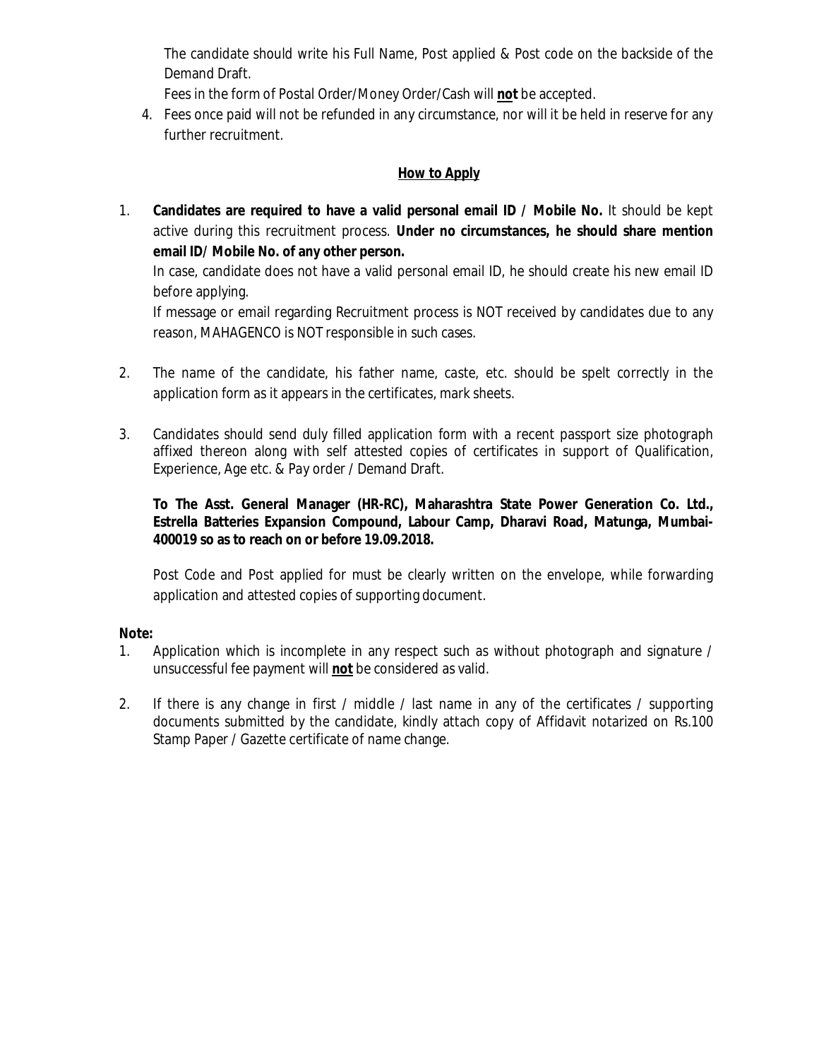The candidate should write his Full Name, Post applied & Post code on the backside of the Demand Draft.

Fees in the form of Postal Order/Money Order/Cash will **not** be accepted.

4. Fees once paid will not be refunded in any circumstance, nor will it be held in reserve for any further recruitment.

## How to Apply

1. **Candidates are required to have a valid personal email ID / Mobile No.** It should be kept active during this recruitment process. **Under no circumstances, he should share mention email ID/ Mobile No. of any other person.**

   In case, candidate does not have a valid personal email ID, he should create his new email ID before applying.

   If message or email regarding Recruitment process is NOT received by candidates due to any reason, MAHAGENCO is NOT responsible in such cases.

2. The name of the candidate, his father name, caste, etc. should be spelt correctly in the application form as it appears in the certificates, mark sheets.

3. Candidates should send duly filled application form with a recent passport size photograph affixed thereon along with self attested copies of certificates in support of Qualification, Experience, Age etc. & Pay order / Demand Draft.

   **To The Asst. General Manager (HR-RC), Maharashtra State Power Generation Co. Ltd., Estrella Batteries Expansion Compound, Labour Camp, Dharavi Road, Matunga, Mumbai-400019 so as to reach on or before 19.09.2018.**

   Post Code and Post applied for must be clearly written on the envelope, while forwarding application and attested copies of supporting document.

**Note:**

1. Application which is incomplete in any respect such as without photograph and signature / unsuccessful fee payment will **not** be considered as valid.

2. If there is any change in first / middle / last name in any of the certificates / supporting documents submitted by the candidate, kindly attach copy of Affidavit notarized on Rs.100 Stamp Paper / Gazette certificate of name change.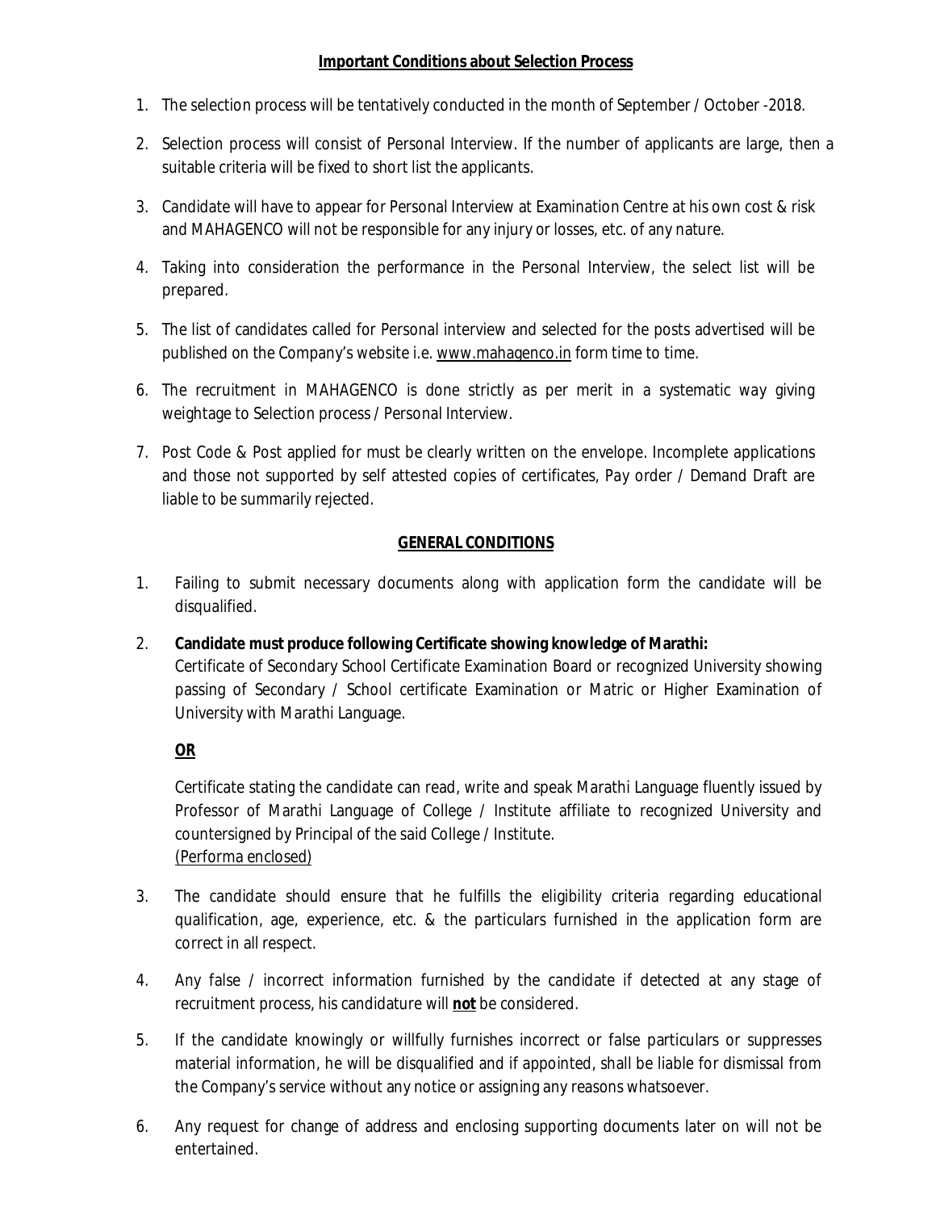## Important Conditions about Selection Process

1. The selection process will be tentatively conducted in the month of September / October -2018.
2. Selection process will consist of Personal Interview. If the number of applicants are large, then a suitable criteria will be fixed to short list the applicants.
3. Candidate will have to appear for Personal Interview at Examination Centre at his own cost & risk and MAHAGENCO will not be responsible for any injury or losses, etc. of any nature.
4. Taking into consideration the performance in the Personal Interview, the select list will be prepared.
5. The list of candidates called for Personal interview and selected for the posts advertised will be published on the Company's website i.e. www.mahagenco.in form time to time.
6. The recruitment in MAHAGENCO is done strictly as per merit in a systematic way giving weightage to Selection process / Personal Interview.
7. Post Code & Post applied for must be clearly written on the envelope. Incomplete applications and those not supported by self attested copies of certificates, Pay order / Demand Draft are liable to be summarily rejected.

## GENERAL CONDITIONS

1. Failing to submit necessary documents along with application form the candidate will be disqualified.
2. **Candidate must produce following Certificate showing knowledge of Marathi:**
   Certificate of Secondary School Certificate Examination Board or recognized University showing passing of Secondary / School certificate Examination or Matric or Higher Examination of University with Marathi Language.

   **OR**

   Certificate stating the candidate can read, write and speak Marathi Language fluently issued by Professor of Marathi Language of College / Institute affiliate to recognized University and countersigned by Principal of the said College / Institute.
   (Performa enclosed)
3. The candidate should ensure that he fulfills the eligibility criteria regarding educational qualification, age, experience, etc. & the particulars furnished in the application form are correct in all respect.
4. Any false / incorrect information furnished by the candidate if detected at any stage of recruitment process, his candidature will **not** be considered.
5. If the candidate knowingly or willfully furnishes incorrect or false particulars or suppresses material information, he will be disqualified and if appointed, shall be liable for dismissal from the Company's service without any notice or assigning any reasons whatsoever.
6. Any request for change of address and enclosing supporting documents later on will not be entertained.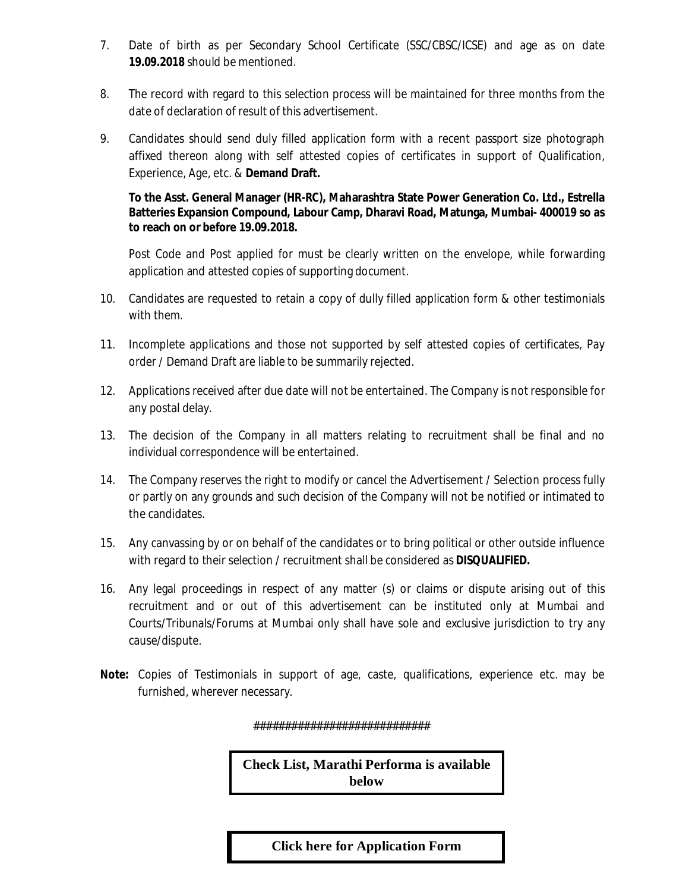7. Date of birth as per Secondary School Certificate (SSC/CBSC/ICSE) and age as on date **19.09.2018** should be mentioned.

8. The record with regard to this selection process will be maintained for three months from the date of declaration of result of this advertisement.

9. Candidates should send duly filled application form with a recent passport size photograph affixed thereon along with self attested copies of certificates in support of Qualification, Experience, Age, etc. & **Demand Draft.**

   **To the Asst. General Manager (HR-RC), Maharashtra State Power Generation Co. Ltd., Estrella Batteries Expansion Compound, Labour Camp, Dharavi Road, Matunga, Mumbai- 400019 so as to reach on or before 19.09.2018.**

   Post Code and Post applied for must be clearly written on the envelope, while forwarding application and attested copies of supporting document.

10. Candidates are requested to retain a copy of dully filled application form & other testimonials with them.

11. Incomplete applications and those not supported by self attested copies of certificates, Pay order / Demand Draft are liable to be summarily rejected.

12. Applications received after due date will not be entertained. The Company is not responsible for any postal delay.

13. The decision of the Company in all matters relating to recruitment shall be final and no individual correspondence will be entertained.

14. The Company reserves the right to modify or cancel the Advertisement / Selection process fully or partly on any grounds and such decision of the Company will not be notified or intimated to the candidates.

15. Any canvassing by or on behalf of the candidates or to bring political or other outside influence with regard to their selection / recruitment shall be considered as **DISQUALIFIED.**

16. Any legal proceedings in respect of any matter (s) or claims or dispute arising out of this recruitment and or out of this advertisement can be instituted only at Mumbai and Courts/Tribunals/Forums at Mumbai only shall have sole and exclusive jurisdiction to try any cause/dispute.

**Note:** Copies of Testimonials in support of age, caste, qualifications, experience etc. may be furnished, wherever necessary.

###########################

**Check List, Marathi Performa is available below**

**Click here for Application Form**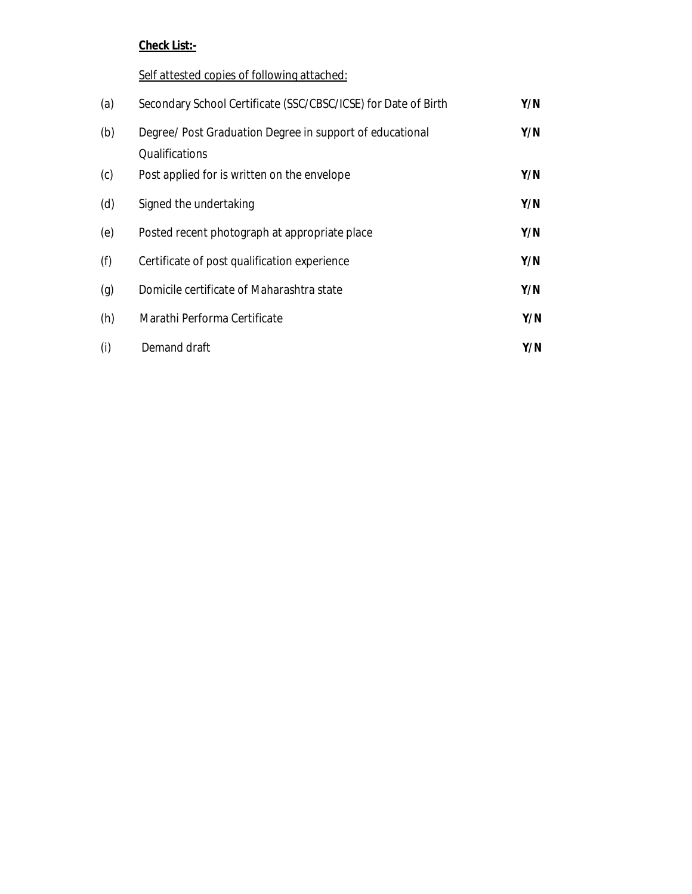**Check List:-**

Self attested copies of following attached:

| | | |
|---|---|---|
| (a) | Secondary School Certificate (SSC/CBSC/ICSE) for Date of Birth | **Y/N** |
| (b) | Degree/ Post Graduation Degree in support of educational Qualifications | **Y/N** |
| (c) | Post applied for is written on the envelope | **Y/N** |
| (d) | Signed the undertaking | **Y/N** |
| (e) | Posted recent photograph at appropriate place | **Y/N** |
| (f) | Certificate of post qualification experience | **Y/N** |
| (g) | Domicile certificate of Maharashtra state | **Y/N** |
| (h) | Marathi Performa Certificate | **Y/N** |
| (i) | Demand draft | **Y/N** |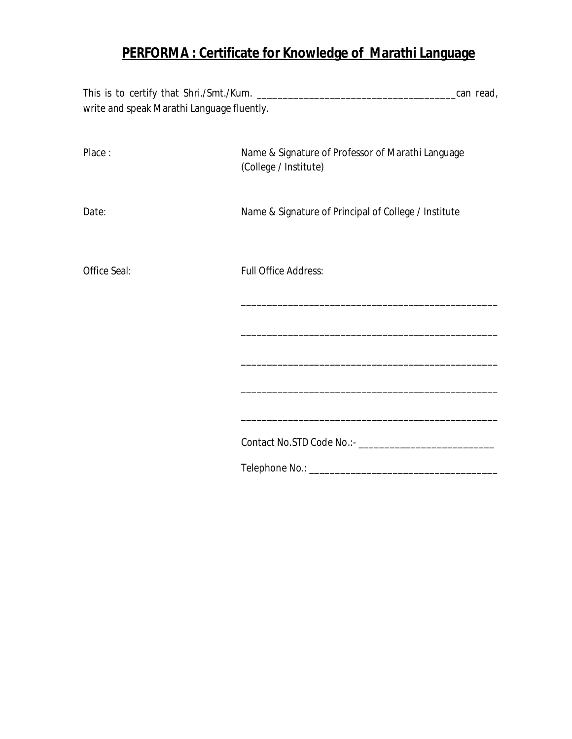## **PERFORMA : Certificate for Knowledge of Marathi Language**

This is to certify that Shri./Smt./Kum. _____________________________________can read, write and speak Marathi Language fluently.

Place : Name & Signature of Professor of Marathi Language (College / Institute)

Date: Name & Signature of Principal of College / Institute

Office Seal: Full Office Address:

_________________________________________________

_________________________________________________

_________________________________________________

_________________________________________________

_________________________________________________

Contact No.STD Code No.:- _________________________

Telephone No.: __________________________________